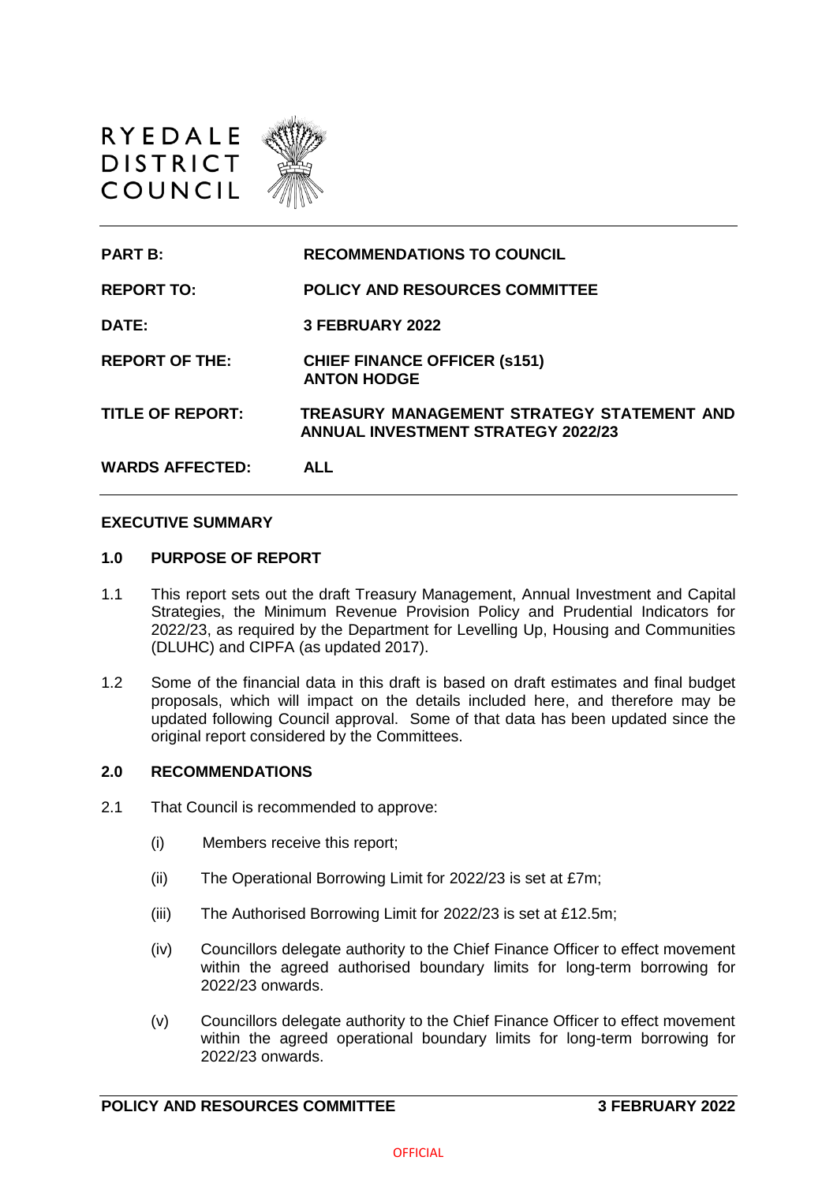RYEDALE
DISTRICT
COUNCIL

| | |
|---|---|
| **PART B:** | **RECOMMENDATIONS TO COUNCIL** |
| **REPORT TO:** | **POLICY AND RESOURCES COMMITTEE** |
| **DATE:** | **3 FEBRUARY 2022** |
| **REPORT OF THE:** | **CHIEF FINANCE OFFICER (s151) ANTON HODGE** |
| **TITLE OF REPORT:** | **TREASURY MANAGEMENT STRATEGY STATEMENT AND ANNUAL INVESTMENT STRATEGY 2022/23** |
| **WARDS AFFECTED:** | **ALL** |

## EXECUTIVE SUMMARY

### 1.0 PURPOSE OF REPORT

1.1 This report sets out the draft Treasury Management, Annual Investment and Capital Strategies, the Minimum Revenue Provision Policy and Prudential Indicators for 2022/23, as required by the Department for Levelling Up, Housing and Communities (DLUHC) and CIPFA (as updated 2017).

1.2 Some of the financial data in this draft is based on draft estimates and final budget proposals, which will impact on the details included here, and therefore may be updated following Council approval. Some of that data has been updated since the original report considered by the Committees.

### 2.0 RECOMMENDATIONS

2.1 That Council is recommended to approve:

(i) Members receive this report;

(ii) The Operational Borrowing Limit for 2022/23 is set at £7m;

(iii) The Authorised Borrowing Limit for 2022/23 is set at £12.5m;

(iv) Councillors delegate authority to the Chief Finance Officer to effect movement within the agreed authorised boundary limits for long-term borrowing for 2022/23 onwards.

(v) Councillors delegate authority to the Chief Finance Officer to effect movement within the agreed operational boundary limits for long-term borrowing for 2022/23 onwards.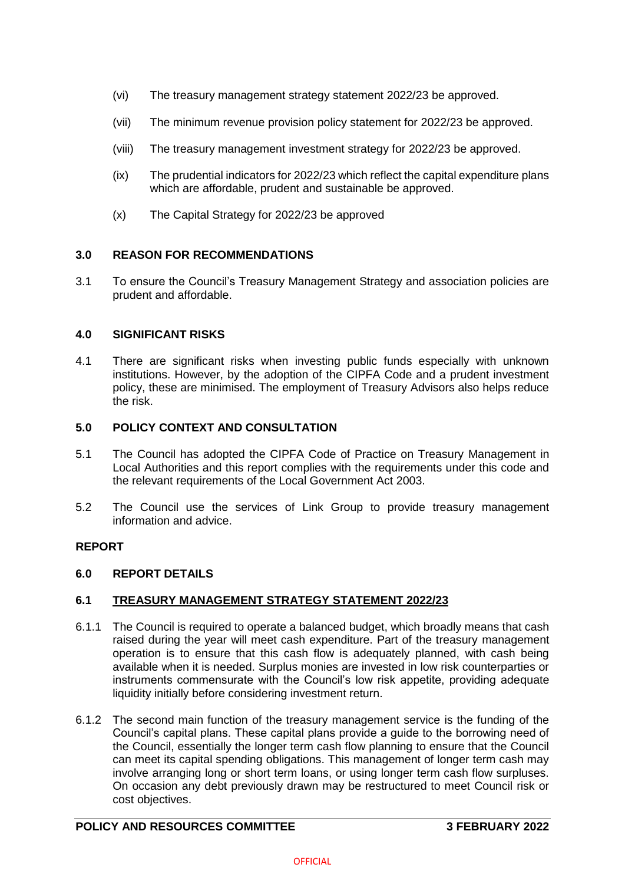(vi) The treasury management strategy statement 2022/23 be approved.

(vii) The minimum revenue provision policy statement for 2022/23 be approved.

(viii) The treasury management investment strategy for 2022/23 be approved.

(ix) The prudential indicators for 2022/23 which reflect the capital expenditure plans which are affordable, prudent and sustainable be approved.

(x) The Capital Strategy for 2022/23 be approved

## 3.0 REASON FOR RECOMMENDATIONS

3.1 To ensure the Council's Treasury Management Strategy and association policies are prudent and affordable.

## 4.0 SIGNIFICANT RISKS

4.1 There are significant risks when investing public funds especially with unknown institutions. However, by the adoption of the CIPFA Code and a prudent investment policy, these are minimised. The employment of Treasury Advisors also helps reduce the risk.

## 5.0 POLICY CONTEXT AND CONSULTATION

5.1 The Council has adopted the CIPFA Code of Practice on Treasury Management in Local Authorities and this report complies with the requirements under this code and the relevant requirements of the Local Government Act 2003.

5.2 The Council use the services of Link Group to provide treasury management information and advice.

## REPORT

## 6.0 REPORT DETAILS

### 6.1 TREASURY MANAGEMENT STRATEGY STATEMENT 2022/23

6.1.1 The Council is required to operate a balanced budget, which broadly means that cash raised during the year will meet cash expenditure. Part of the treasury management operation is to ensure that this cash flow is adequately planned, with cash being available when it is needed. Surplus monies are invested in low risk counterparties or instruments commensurate with the Council's low risk appetite, providing adequate liquidity initially before considering investment return.

6.1.2 The second main function of the treasury management service is the funding of the Council's capital plans. These capital plans provide a guide to the borrowing need of the Council, essentially the longer term cash flow planning to ensure that the Council can meet its capital spending obligations. This management of longer term cash may involve arranging long or short term loans, or using longer term cash flow surpluses. On occasion any debt previously drawn may be restructured to meet Council risk or cost objectives.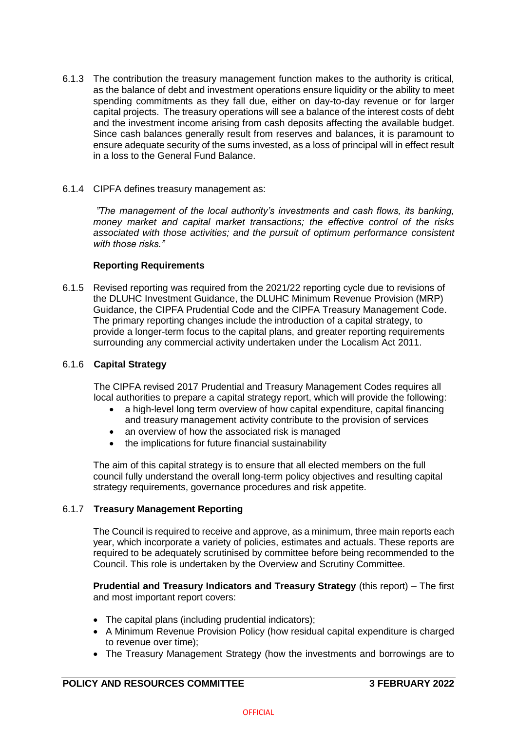6.1.3 The contribution the treasury management function makes to the authority is critical, as the balance of debt and investment operations ensure liquidity or the ability to meet spending commitments as they fall due, either on day-to-day revenue or for larger capital projects. The treasury operations will see a balance of the interest costs of debt and the investment income arising from cash deposits affecting the available budget. Since cash balances generally result from reserves and balances, it is paramount to ensure adequate security of the sums invested, as a loss of principal will in effect result in a loss to the General Fund Balance.

6.1.4 CIPFA defines treasury management as:

*"The management of the local authority's investments and cash flows, its banking, money market and capital market transactions; the effective control of the risks associated with those activities; and the pursuit of optimum performance consistent with those risks."*

**Reporting Requirements**

6.1.5 Revised reporting was required from the 2021/22 reporting cycle due to revisions of the DLUHC Investment Guidance, the DLUHC Minimum Revenue Provision (MRP) Guidance, the CIPFA Prudential Code and the CIPFA Treasury Management Code. The primary reporting changes include the introduction of a capital strategy, to provide a longer-term focus to the capital plans, and greater reporting requirements surrounding any commercial activity undertaken under the Localism Act 2011.

6.1.6 **Capital Strategy**

The CIPFA revised 2017 Prudential and Treasury Management Codes requires all local authorities to prepare a capital strategy report, which will provide the following:

- a high-level long term overview of how capital expenditure, capital financing and treasury management activity contribute to the provision of services
- an overview of how the associated risk is managed
- the implications for future financial sustainability

The aim of this capital strategy is to ensure that all elected members on the full council fully understand the overall long-term policy objectives and resulting capital strategy requirements, governance procedures and risk appetite.

6.1.7 **Treasury Management Reporting**

The Council is required to receive and approve, as a minimum, three main reports each year, which incorporate a variety of policies, estimates and actuals. These reports are required to be adequately scrutinised by committee before being recommended to the Council. This role is undertaken by the Overview and Scrutiny Committee.

**Prudential and Treasury Indicators and Treasury Strategy** (this report) – The first and most important report covers:

- The capital plans (including prudential indicators);
- A Minimum Revenue Provision Policy (how residual capital expenditure is charged to revenue over time);
- The Treasury Management Strategy (how the investments and borrowings are to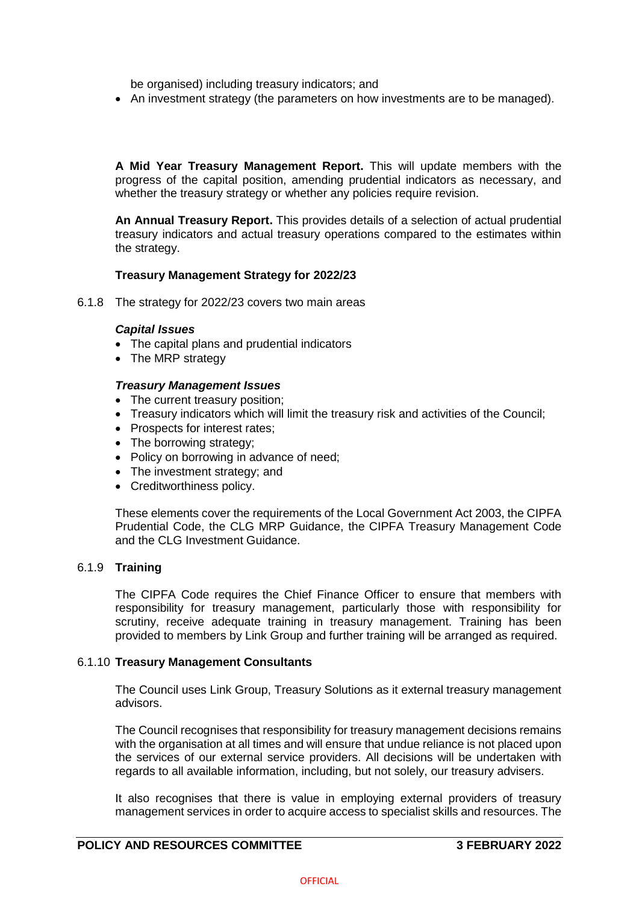be organised) including treasury indicators; and

- An investment strategy (the parameters on how investments are to be managed).

**A Mid Year Treasury Management Report.** This will update members with the progress of the capital position, amending prudential indicators as necessary, and whether the treasury strategy or whether any policies require revision.

**An Annual Treasury Report.** This provides details of a selection of actual prudential treasury indicators and actual treasury operations compared to the estimates within the strategy.

**Treasury Management Strategy for 2022/23**

6.1.8 The strategy for 2022/23 covers two main areas

***Capital Issues***

- The capital plans and prudential indicators
- The MRP strategy

***Treasury Management Issues***

- The current treasury position;
- Treasury indicators which will limit the treasury risk and activities of the Council;
- Prospects for interest rates;
- The borrowing strategy;
- Policy on borrowing in advance of need;
- The investment strategy; and
- Creditworthiness policy.

These elements cover the requirements of the Local Government Act 2003, the CIPFA Prudential Code, the CLG MRP Guidance, the CIPFA Treasury Management Code and the CLG Investment Guidance.

6.1.9 **Training**

The CIPFA Code requires the Chief Finance Officer to ensure that members with responsibility for treasury management, particularly those with responsibility for scrutiny, receive adequate training in treasury management. Training has been provided to members by Link Group and further training will be arranged as required.

6.1.10 **Treasury Management Consultants**

The Council uses Link Group, Treasury Solutions as it external treasury management advisors.

The Council recognises that responsibility for treasury management decisions remains with the organisation at all times and will ensure that undue reliance is not placed upon the services of our external service providers. All decisions will be undertaken with regards to all available information, including, but not solely, our treasury advisers.

It also recognises that there is value in employing external providers of treasury management services in order to acquire access to specialist skills and resources. The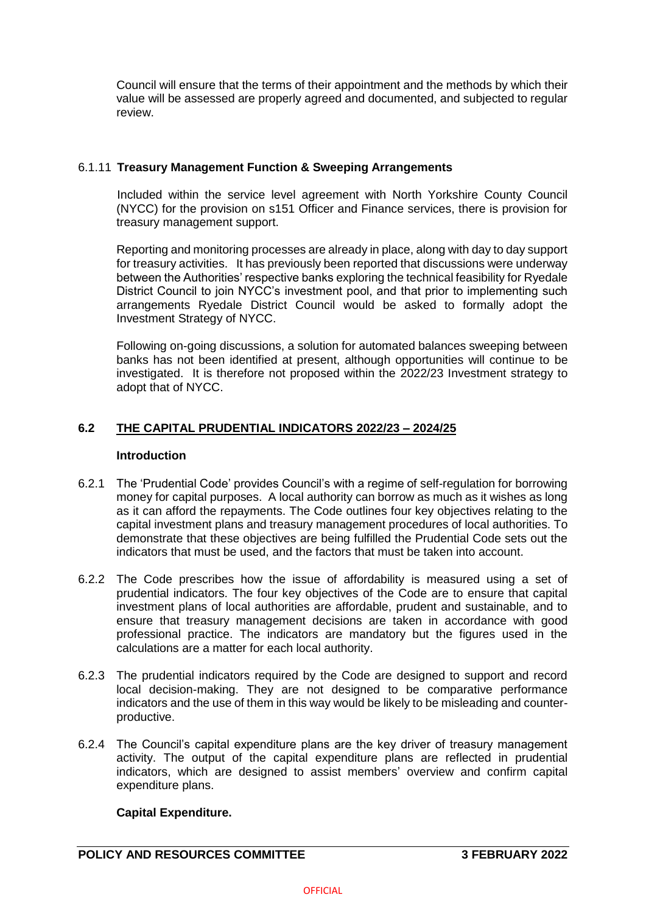Council will ensure that the terms of their appointment and the methods by which their value will be assessed are properly agreed and documented, and subjected to regular review.

6.1.11 **Treasury Management Function & Sweeping Arrangements**

Included within the service level agreement with North Yorkshire County Council (NYCC) for the provision on s151 Officer and Finance services, there is provision for treasury management support.

Reporting and monitoring processes are already in place, along with day to day support for treasury activities. It has previously been reported that discussions were underway between the Authorities' respective banks exploring the technical feasibility for Ryedale District Council to join NYCC's investment pool, and that prior to implementing such arrangements Ryedale District Council would be asked to formally adopt the Investment Strategy of NYCC.

Following on-going discussions, a solution for automated balances sweeping between banks has not been identified at present, although opportunities will continue to be investigated. It is therefore not proposed within the 2022/23 Investment strategy to adopt that of NYCC.

## 6.2 THE CAPITAL PRUDENTIAL INDICATORS 2022/23 – 2024/25

**Introduction**

6.2.1 The 'Prudential Code' provides Council's with a regime of self-regulation for borrowing money for capital purposes. A local authority can borrow as much as it wishes as long as it can afford the repayments. The Code outlines four key objectives relating to the capital investment plans and treasury management procedures of local authorities. To demonstrate that these objectives are being fulfilled the Prudential Code sets out the indicators that must be used, and the factors that must be taken into account.

6.2.2 The Code prescribes how the issue of affordability is measured using a set of prudential indicators. The four key objectives of the Code are to ensure that capital investment plans of local authorities are affordable, prudent and sustainable, and to ensure that treasury management decisions are taken in accordance with good professional practice. The indicators are mandatory but the figures used in the calculations are a matter for each local authority.

6.2.3 The prudential indicators required by the Code are designed to support and record local decision-making. They are not designed to be comparative performance indicators and the use of them in this way would be likely to be misleading and counter-productive.

6.2.4 The Council's capital expenditure plans are the key driver of treasury management activity. The output of the capital expenditure plans are reflected in prudential indicators, which are designed to assist members' overview and confirm capital expenditure plans.

**Capital Expenditure.**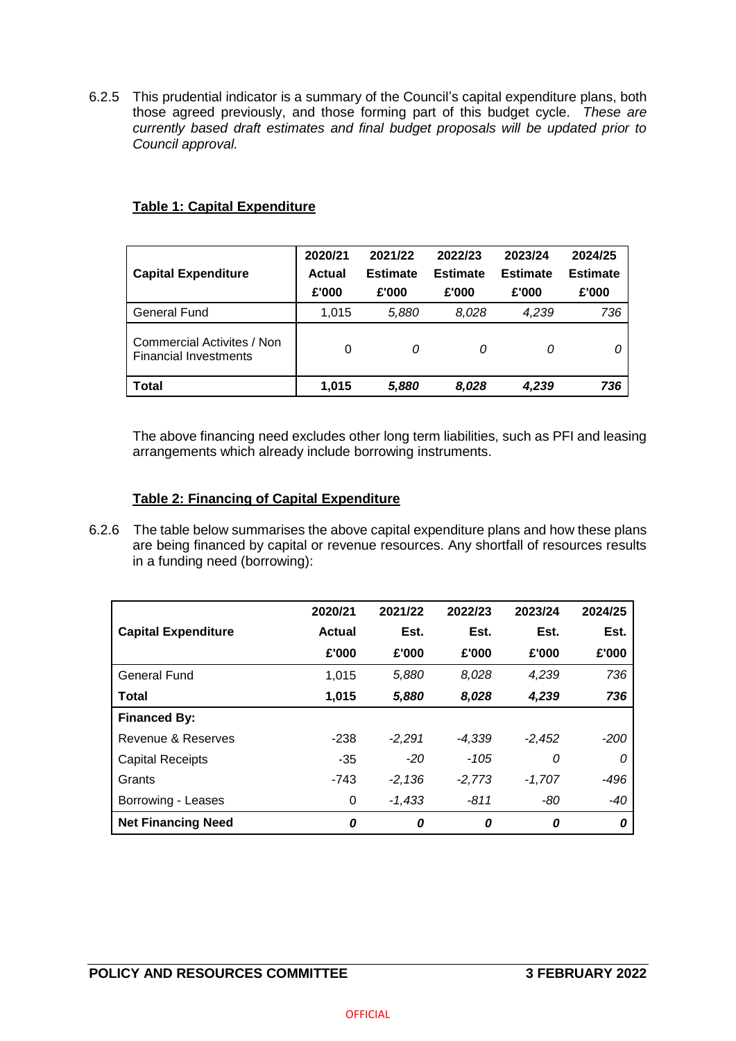6.2.5 This prudential indicator is a summary of the Council's capital expenditure plans, both those agreed previously, and those forming part of this budget cycle. *These are currently based draft estimates and final budget proposals will be updated prior to Council approval.*

**Table 1: Capital Expenditure**

| Capital Expenditure | 2020/21 Actual £'000 | 2021/22 Estimate £'000 | 2022/23 Estimate £'000 | 2023/24 Estimate £'000 | 2024/25 Estimate £'000 |
|---|---|---|---|---|---|
| General Fund | 1,015 | *5,880* | *8,028* | *4,239* | *736* |
| Commercial Activites / Non Financial Investments | 0 | *0* | *0* | *0* | *0* |
| **Total** | **1,015** | ***5,880*** | ***8,028*** | ***4,239*** | ***736*** |

The above financing need excludes other long term liabilities, such as PFI and leasing arrangements which already include borrowing instruments.

**Table 2: Financing of Capital Expenditure**

6.2.6 The table below summarises the above capital expenditure plans and how these plans are being financed by capital or revenue resources. Any shortfall of resources results in a funding need (borrowing):

| Capital Expenditure | 2020/21 Actual £'000 | 2021/22 Est. £'000 | 2022/23 Est. £'000 | 2023/24 Est. £'000 | 2024/25 Est. £'000 |
|---|---|---|---|---|---|
| General Fund | 1,015 | *5,880* | *8,028* | *4,239* | *736* |
| **Total** | **1,015** | ***5,880*** | ***8,028*** | ***4,239*** | ***736*** |
| **Financed By:** | | | | | |
| Revenue & Reserves | -238 | *-2,291* | *-4,339* | *-2,452* | *-200* |
| Capital Receipts | -35 | *-20* | *-105* | *0* | *0* |
| Grants | -743 | *-2,136* | *-2,773* | *-1,707* | *-496* |
| Borrowing - Leases | 0 | *-1,433* | *-811* | *-80* | *-40* |
| **Net Financing Need** | ***0*** | ***0*** | ***0*** | ***0*** | ***0*** |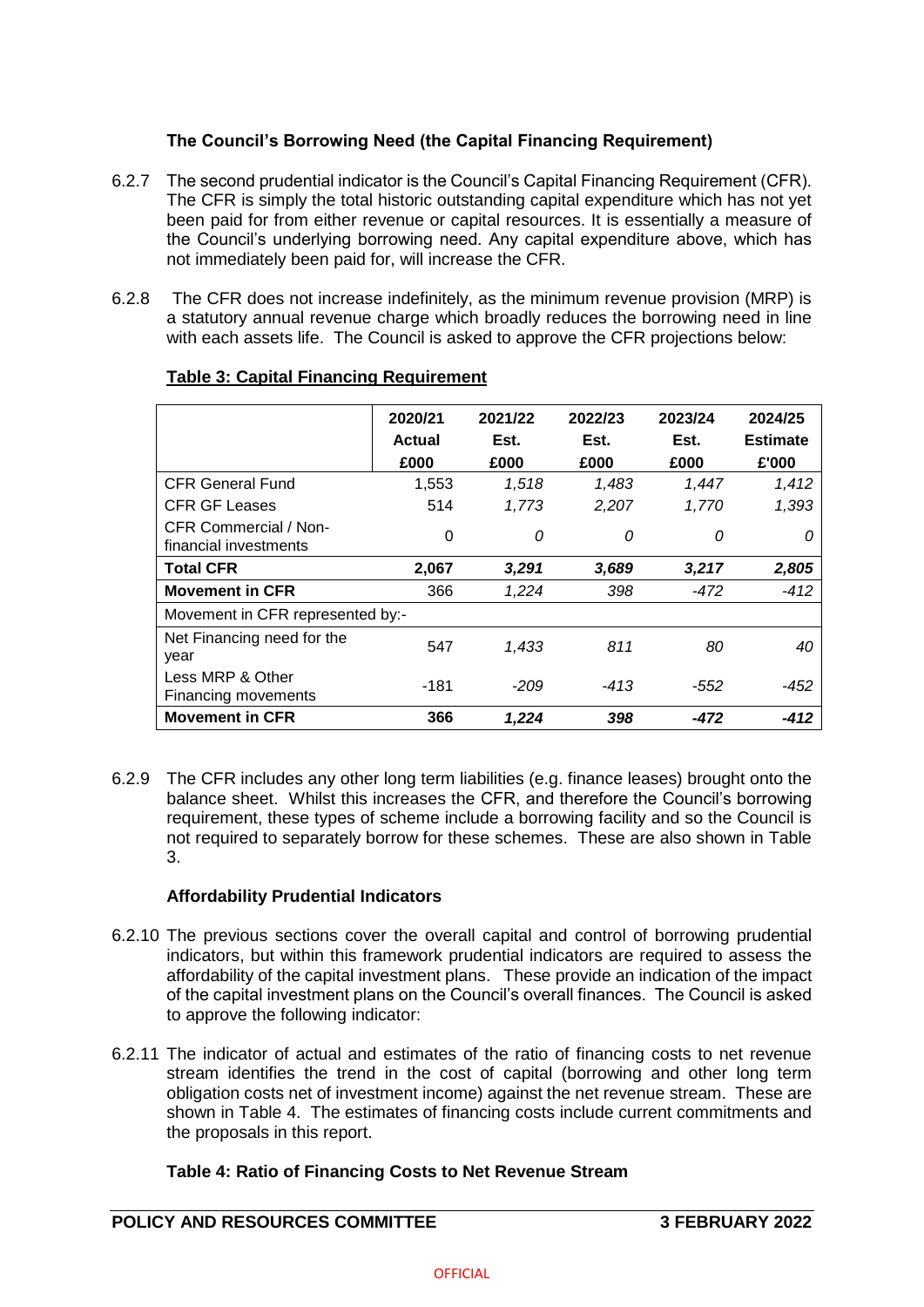### The Council's Borrowing Need (the Capital Financing Requirement)

6.2.7 The second prudential indicator is the Council's Capital Financing Requirement (CFR). The CFR is simply the total historic outstanding capital expenditure which has not yet been paid for from either revenue or capital resources. It is essentially a measure of the Council's underlying borrowing need. Any capital expenditure above, which has not immediately been paid for, will increase the CFR.

6.2.8 The CFR does not increase indefinitely, as the minimum revenue provision (MRP) is a statutory annual revenue charge which broadly reduces the borrowing need in line with each assets life. The Council is asked to approve the CFR projections below:

**Table 3: Capital Financing Requirement**

| | 2020/21 Actual £000 | 2021/22 Est. £000 | 2022/23 Est. £000 | 2023/24 Est. £000 | 2024/25 Estimate £'000 |
|---|---|---|---|---|---|
| CFR General Fund | 1,553 | *1,518* | *1,483* | *1,447* | *1,412* |
| CFR GF Leases | 514 | *1,773* | *2,207* | *1,770* | *1,393* |
| CFR Commercial / Non-financial investments | 0 | *0* | *0* | *0* | *0* |
| **Total CFR** | **2,067** | ***3,291*** | ***3,689*** | ***3,217*** | ***2,805*** |
| **Movement in CFR** | 366 | *1,224* | *398* | *-472* | *-412* |
| Movement in CFR represented by:- | | | | | |
| Net Financing need for the year | 547 | *1,433* | *811* | *80* | *40* |
| Less MRP & Other Financing movements | -181 | *-209* | *-413* | *-552* | *-452* |
| **Movement in CFR** | **366** | ***1,224*** | ***398*** | ***-472*** | ***-412*** |

6.2.9 The CFR includes any other long term liabilities (e.g. finance leases) brought onto the balance sheet. Whilst this increases the CFR, and therefore the Council's borrowing requirement, these types of scheme include a borrowing facility and so the Council is not required to separately borrow for these schemes. These are also shown in Table 3.

### Affordability Prudential Indicators

6.2.10 The previous sections cover the overall capital and control of borrowing prudential indicators, but within this framework prudential indicators are required to assess the affordability of the capital investment plans. These provide an indication of the impact of the capital investment plans on the Council's overall finances. The Council is asked to approve the following indicator:

6.2.11 The indicator of actual and estimates of the ratio of financing costs to net revenue stream identifies the trend in the cost of capital (borrowing and other long term obligation costs net of investment income) against the net revenue stream. These are shown in Table 4. The estimates of financing costs include current commitments and the proposals in this report.

**Table 4: Ratio of Financing Costs to Net Revenue Stream**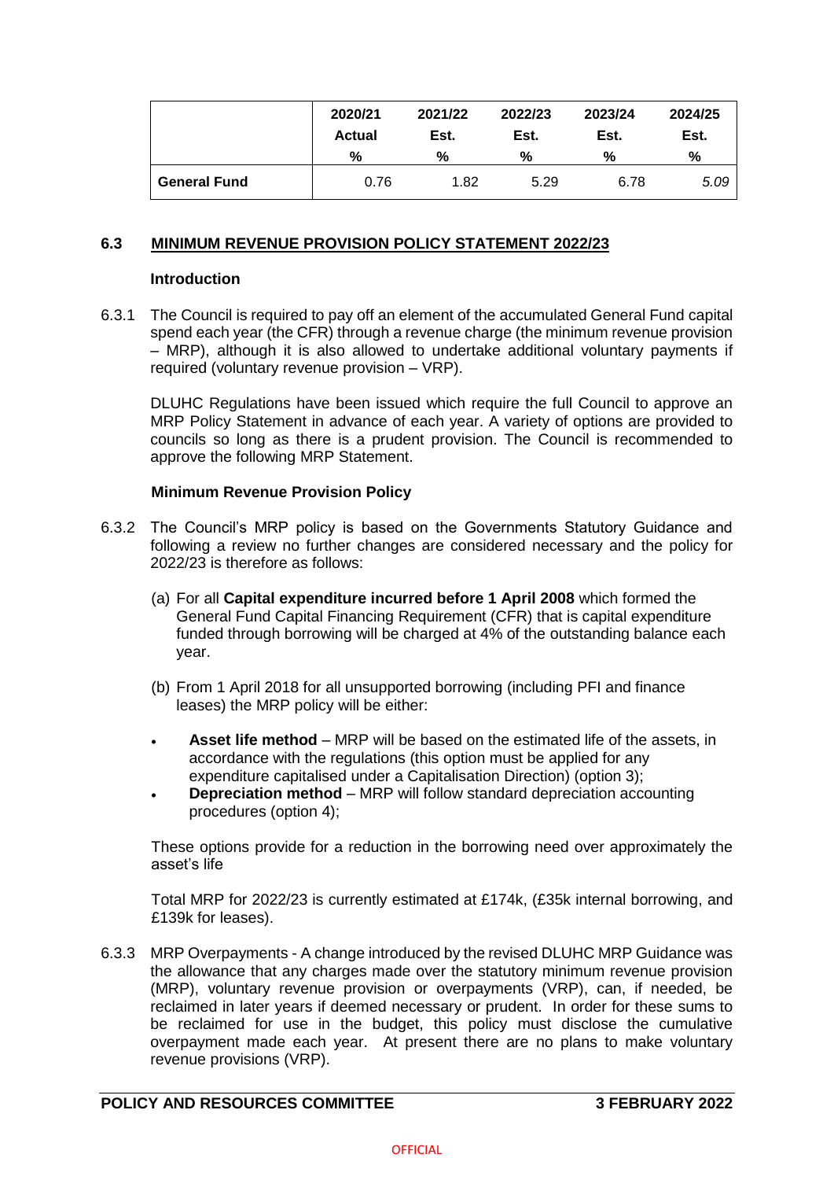| | 2020/21 Actual % | 2021/22 Est. % | 2022/23 Est. % | 2023/24 Est. % | 2024/25 Est. % |
|---|---|---|---|---|---|
| **General Fund** | 0.76 | 1.82 | 5.29 | 6.78 | *5.09* |

### 6.3 MINIMUM REVENUE PROVISION POLICY STATEMENT 2022/23

**Introduction**

6.3.1 The Council is required to pay off an element of the accumulated General Fund capital spend each year (the CFR) through a revenue charge (the minimum revenue provision – MRP), although it is also allowed to undertake additional voluntary payments if required (voluntary revenue provision – VRP).

DLUHC Regulations have been issued which require the full Council to approve an MRP Policy Statement in advance of each year. A variety of options are provided to councils so long as there is a prudent provision. The Council is recommended to approve the following MRP Statement.

**Minimum Revenue Provision Policy**

6.3.2 The Council's MRP policy is based on the Governments Statutory Guidance and following a review no further changes are considered necessary and the policy for 2022/23 is therefore as follows:

(a) For all **Capital expenditure incurred before 1 April 2008** which formed the General Fund Capital Financing Requirement (CFR) that is capital expenditure funded through borrowing will be charged at 4% of the outstanding balance each year.

(b) From 1 April 2018 for all unsupported borrowing (including PFI and finance leases) the MRP policy will be either:

- **Asset life method** – MRP will be based on the estimated life of the assets, in accordance with the regulations (this option must be applied for any expenditure capitalised under a Capitalisation Direction) (option 3);
- **Depreciation method** – MRP will follow standard depreciation accounting procedures (option 4);

These options provide for a reduction in the borrowing need over approximately the asset's life

Total MRP for 2022/23 is currently estimated at £174k, (£35k internal borrowing, and £139k for leases).

6.3.3 MRP Overpayments - A change introduced by the revised DLUHC MRP Guidance was the allowance that any charges made over the statutory minimum revenue provision (MRP), voluntary revenue provision or overpayments (VRP), can, if needed, be reclaimed in later years if deemed necessary or prudent. In order for these sums to be reclaimed for use in the budget, this policy must disclose the cumulative overpayment made each year. At present there are no plans to make voluntary revenue provisions (VRP).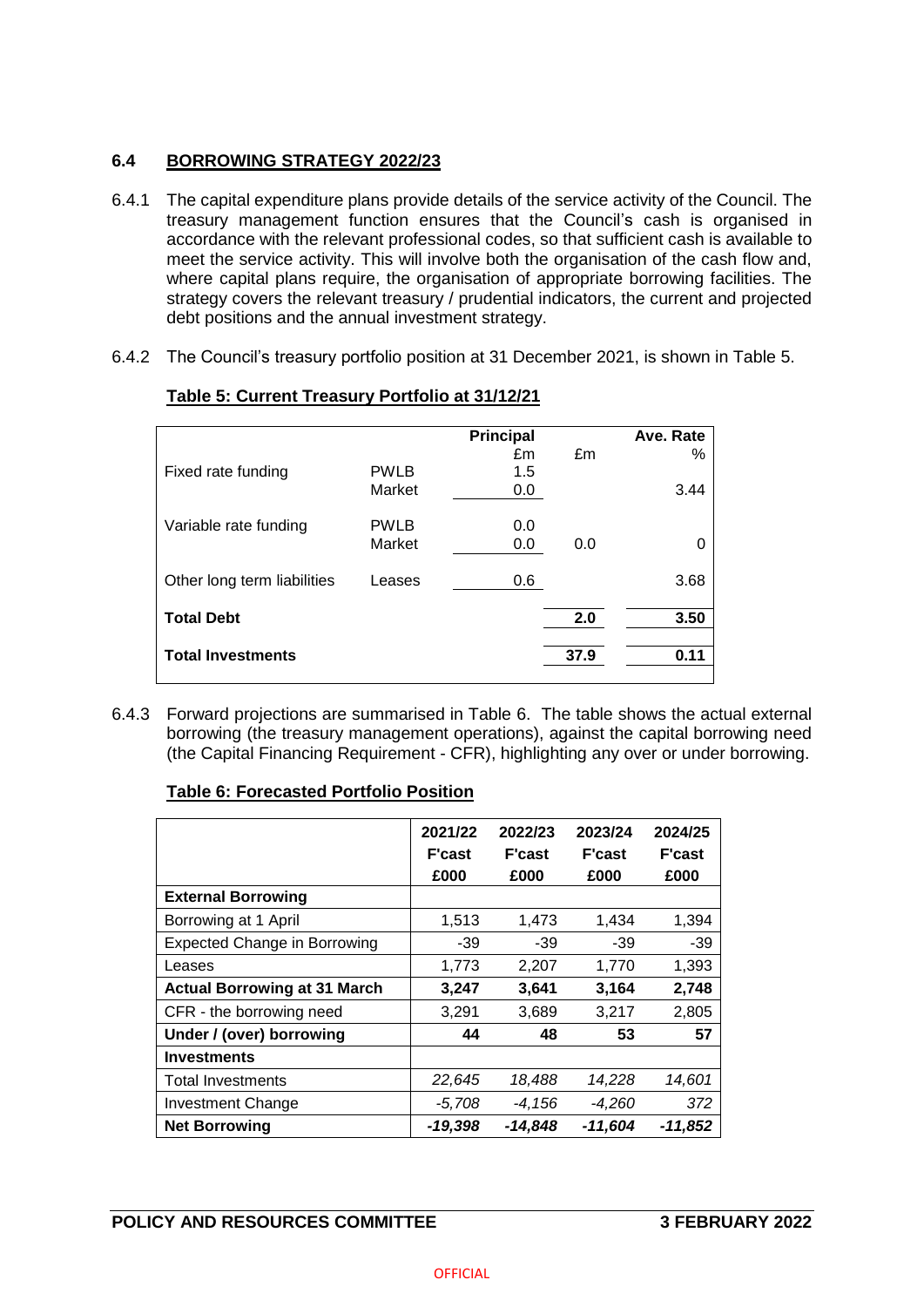## 6.4 BORROWING STRATEGY 2022/23

6.4.1 The capital expenditure plans provide details of the service activity of the Council. The treasury management function ensures that the Council's cash is organised in accordance with the relevant professional codes, so that sufficient cash is available to meet the service activity. This will involve both the organisation of the cash flow and, where capital plans require, the organisation of appropriate borrowing facilities. The strategy covers the relevant treasury / prudential indicators, the current and projected debt positions and the annual investment strategy.

6.4.2 The Council's treasury portfolio position at 31 December 2021, is shown in Table 5.

**Table 5: Current Treasury Portfolio at 31/12/21**

| | | Principal £m | £m | Ave. Rate % |
|---|---|---|---|---|
| Fixed rate funding | PWLB | 1.5 | | |
| | Market | 0.0 | | 3.44 |
| Variable rate funding | PWLB | 0.0 | | |
| | Market | 0.0 | 0.0 | 0 |
| Other long term liabilities | Leases | 0.6 | | 3.68 |
| **Total Debt** | | | **2.0** | **3.50** |
| **Total Investments** | | | **37.9** | **0.11** |

6.4.3 Forward projections are summarised in Table 6. The table shows the actual external borrowing (the treasury management operations), against the capital borrowing need (the Capital Financing Requirement - CFR), highlighting any over or under borrowing.

**Table 6: Forecasted Portfolio Position**

| | 2021/22 F'cast £000 | 2022/23 F'cast £000 | 2023/24 F'cast £000 | 2024/25 F'cast £000 |
|---|---|---|---|---|
| **External Borrowing** | | | | |
| Borrowing at 1 April | 1,513 | 1,473 | 1,434 | 1,394 |
| Expected Change in Borrowing | -39 | -39 | -39 | -39 |
| Leases | 1,773 | 2,207 | 1,770 | 1,393 |
| **Actual Borrowing at 31 March** | **3,247** | **3,641** | **3,164** | **2,748** |
| CFR - the borrowing need | 3,291 | 3,689 | 3,217 | 2,805 |
| **Under / (over) borrowing** | **44** | **48** | **53** | **57** |
| **Investments** | | | | |
| Total Investments | *22,645* | *18,488* | *14,228* | *14,601* |
| Investment Change | *-5,708* | *-4,156* | *-4,260* | *372* |
| **Net Borrowing** | ***-19,398*** | ***-14,848*** | ***-11,604*** | ***-11,852*** |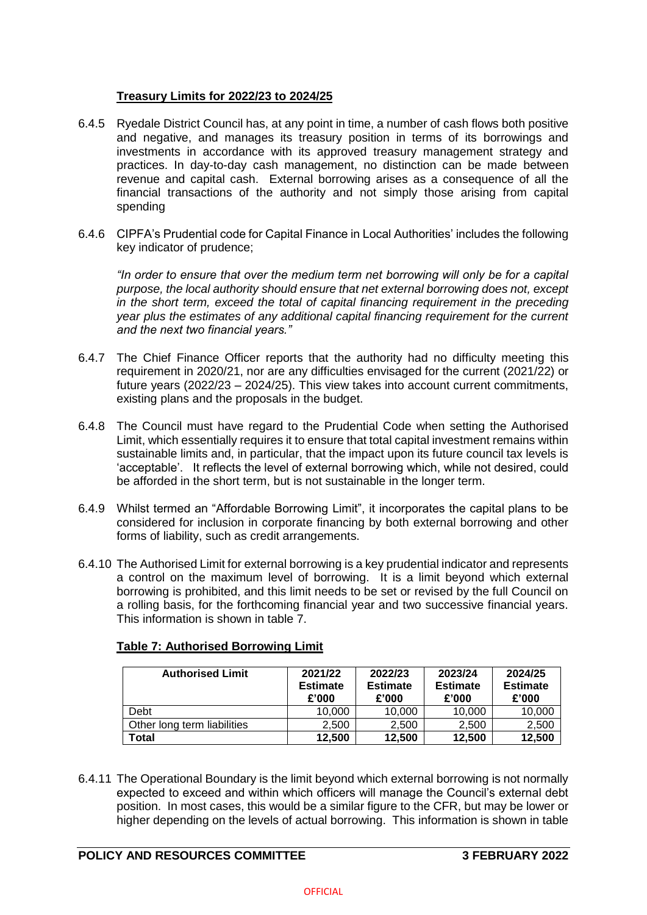**Treasury Limits for 2022/23 to 2024/25**

6.4.5 Ryedale District Council has, at any point in time, a number of cash flows both positive and negative, and manages its treasury position in terms of its borrowings and investments in accordance with its approved treasury management strategy and practices. In day-to-day cash management, no distinction can be made between revenue and capital cash. External borrowing arises as a consequence of all the financial transactions of the authority and not simply those arising from capital spending

6.4.6 CIPFA's Prudential code for Capital Finance in Local Authorities' includes the following key indicator of prudence;

*"In order to ensure that over the medium term net borrowing will only be for a capital purpose, the local authority should ensure that net external borrowing does not, except in the short term, exceed the total of capital financing requirement in the preceding year plus the estimates of any additional capital financing requirement for the current and the next two financial years."*

6.4.7 The Chief Finance Officer reports that the authority had no difficulty meeting this requirement in 2020/21, nor are any difficulties envisaged for the current (2021/22) or future years (2022/23 – 2024/25). This view takes into account current commitments, existing plans and the proposals in the budget.

6.4.8 The Council must have regard to the Prudential Code when setting the Authorised Limit, which essentially requires it to ensure that total capital investment remains within sustainable limits and, in particular, that the impact upon its future council tax levels is 'acceptable'. It reflects the level of external borrowing which, while not desired, could be afforded in the short term, but is not sustainable in the longer term.

6.4.9 Whilst termed an "Affordable Borrowing Limit", it incorporates the capital plans to be considered for inclusion in corporate financing by both external borrowing and other forms of liability, such as credit arrangements.

6.4.10 The Authorised Limit for external borrowing is a key prudential indicator and represents a control on the maximum level of borrowing. It is a limit beyond which external borrowing is prohibited, and this limit needs to be set or revised by the full Council on a rolling basis, for the forthcoming financial year and two successive financial years. This information is shown in table 7.

**Table 7: Authorised Borrowing Limit**

| Authorised Limit | 2021/22 Estimate £'000 | 2022/23 Estimate £'000 | 2023/24 Estimate £'000 | 2024/25 Estimate £'000 |
|---|---|---|---|---|
| Debt | 10,000 | 10,000 | 10,000 | 10,000 |
| Other long term liabilities | 2,500 | 2,500 | 2,500 | 2,500 |
| **Total** | **12,500** | **12,500** | **12,500** | **12,500** |

6.4.11 The Operational Boundary is the limit beyond which external borrowing is not normally expected to exceed and within which officers will manage the Council's external debt position. In most cases, this would be a similar figure to the CFR, but may be lower or higher depending on the levels of actual borrowing. This information is shown in table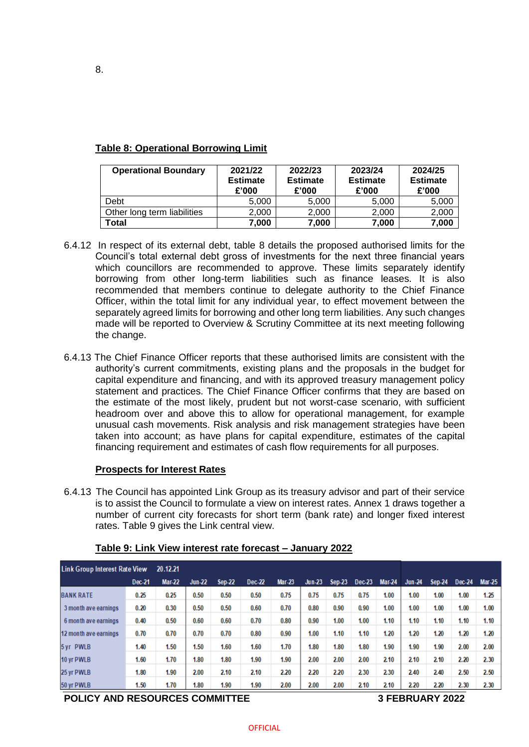8.

**Table 8: Operational Borrowing Limit**

| Operational Boundary | 2021/22 Estimate £'000 | 2022/23 Estimate £'000 | 2023/24 Estimate £'000 | 2024/25 Estimate £'000 |
|---|---|---|---|---|
| Debt | 5,000 | 5,000 | 5,000 | 5,000 |
| Other long term liabilities | 2,000 | 2,000 | 2,000 | 2,000 |
| **Total** | **7,000** | **7,000** | **7,000** | **7,000** |

6.4.12 In respect of its external debt, table 8 details the proposed authorised limits for the Council's total external debt gross of investments for the next three financial years which councillors are recommended to approve. These limits separately identify borrowing from other long-term liabilities such as finance leases. It is also recommended that members continue to delegate authority to the Chief Finance Officer, within the total limit for any individual year, to effect movement between the separately agreed limits for borrowing and other long term liabilities. Any such changes made will be reported to Overview & Scrutiny Committee at its next meeting following the change.

6.4.13 The Chief Finance Officer reports that these authorised limits are consistent with the authority's current commitments, existing plans and the proposals in the budget for capital expenditure and financing, and with its approved treasury management policy statement and practices. The Chief Finance Officer confirms that they are based on the estimate of the most likely, prudent but not worst-case scenario, with sufficient headroom over and above this to allow for operational management, for example unusual cash movements. Risk analysis and risk management strategies have been taken into account; as have plans for capital expenditure, estimates of the capital financing requirement and estimates of cash flow requirements for all purposes.

**Prospects for Interest Rates**

6.4.13 The Council has appointed Link Group as its treasury advisor and part of their service is to assist the Council to formulate a view on interest rates. Annex 1 draws together a number of current city forecasts for short term (bank rate) and longer fixed interest rates. Table 9 gives the Link central view.

**Table 9: Link View interest rate forecast – January 2022**

| Link Group Interest Rate View | 20.12.21 | | | | | | | | | | | | | |
|---|---|---|---|---|---|---|---|---|---|---|---|---|---|---|
| | Dec-21 | Mar-22 | Jun-22 | Sep-22 | Dec-22 | Mar-23 | Jun-23 | Sep-23 | Dec-23 | Mar-24 | Jun-24 | Sep-24 | Dec-24 | Mar-25 |
| BANK RATE | 0.25 | 0.25 | 0.50 | 0.50 | 0.50 | 0.75 | 0.75 | 0.75 | 0.75 | 1.00 | 1.00 | 1.00 | 1.00 | 1.25 |
| 3 month ave earnings | 0.20 | 0.30 | 0.50 | 0.50 | 0.60 | 0.70 | 0.80 | 0.90 | 0.90 | 1.00 | 1.00 | 1.00 | 1.00 | 1.00 |
| 6 month ave earnings | 0.40 | 0.50 | 0.60 | 0.60 | 0.70 | 0.80 | 0.90 | 1.00 | 1.00 | 1.10 | 1.10 | 1.10 | 1.10 | 1.10 |
| 12 month ave earnings | 0.70 | 0.70 | 0.70 | 0.70 | 0.80 | 0.90 | 1.00 | 1.10 | 1.10 | 1.20 | 1.20 | 1.20 | 1.20 | 1.20 |
| 5 yr PWLB | 1.40 | 1.50 | 1.50 | 1.60 | 1.60 | 1.70 | 1.80 | 1.80 | 1.80 | 1.90 | 1.90 | 1.90 | 2.00 | 2.00 |
| 10 yr PWLB | 1.60 | 1.70 | 1.80 | 1.80 | 1.90 | 1.90 | 2.00 | 2.00 | 2.00 | 2.10 | 2.10 | 2.10 | 2.20 | 2.30 |
| 25 yr PWLB | 1.80 | 1.90 | 2.00 | 2.10 | 2.10 | 2.20 | 2.20 | 2.20 | 2.30 | 2.30 | 2.40 | 2.40 | 2.50 | 2.50 |
| 50 yr PWLB | 1.50 | 1.70 | 1.80 | 1.90 | 1.90 | 2.00 | 2.00 | 2.00 | 2.10 | 2.10 | 2.20 | 2.20 | 2.30 | 2.30 |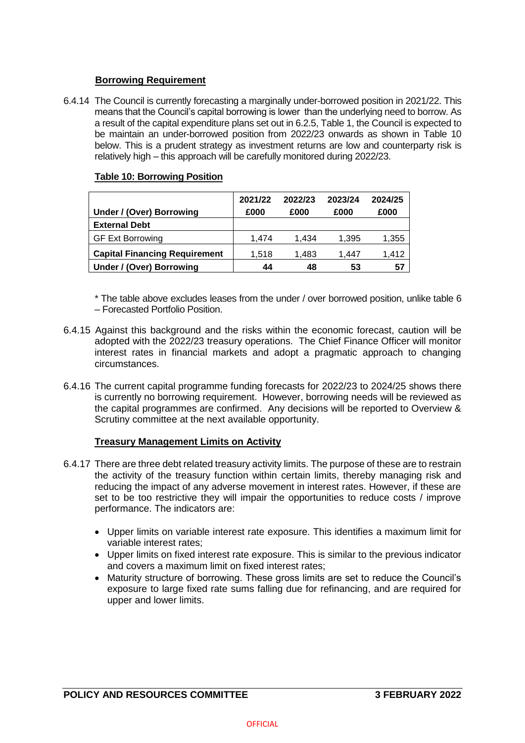### Borrowing Requirement

6.4.14 The Council is currently forecasting a marginally under-borrowed position in 2021/22. This means that the Council's capital borrowing is lower than the underlying need to borrow. As a result of the capital expenditure plans set out in 6.2.5, Table 1, the Council is expected to be maintain an under-borrowed position from 2022/23 onwards as shown in Table 10 below. This is a prudent strategy as investment returns are low and counterparty risk is relatively high – this approach will be carefully monitored during 2022/23.

**Table 10: Borrowing Position**

| Under / (Over) Borrowing | 2021/22 £000 | 2022/23 £000 | 2023/24 £000 | 2024/25 £000 |
|---|---|---|---|---|
| **External Debt** | | | | |
| GF Ext Borrowing | 1,474 | 1,434 | 1,395 | 1,355 |
| **Capital Financing Requirement** | 1,518 | 1,483 | 1,447 | 1,412 |
| **Under / (Over) Borrowing** | **44** | **48** | **53** | **57** |

* The table above excludes leases from the under / over borrowed position, unlike table 6 – Forecasted Portfolio Position.

6.4.15 Against this background and the risks within the economic forecast, caution will be adopted with the 2022/23 treasury operations. The Chief Finance Officer will monitor interest rates in financial markets and adopt a pragmatic approach to changing circumstances.

6.4.16 The current capital programme funding forecasts for 2022/23 to 2024/25 shows there is currently no borrowing requirement. However, borrowing needs will be reviewed as the capital programmes are confirmed. Any decisions will be reported to Overview & Scrutiny committee at the next available opportunity.

### Treasury Management Limits on Activity

6.4.17 There are three debt related treasury activity limits. The purpose of these are to restrain the activity of the treasury function within certain limits, thereby managing risk and reducing the impact of any adverse movement in interest rates. However, if these are set to be too restrictive they will impair the opportunities to reduce costs / improve performance. The indicators are:

- Upper limits on variable interest rate exposure. This identifies a maximum limit for variable interest rates;
- Upper limits on fixed interest rate exposure. This is similar to the previous indicator and covers a maximum limit on fixed interest rates;
- Maturity structure of borrowing. These gross limits are set to reduce the Council's exposure to large fixed rate sums falling due for refinancing, and are required for upper and lower limits.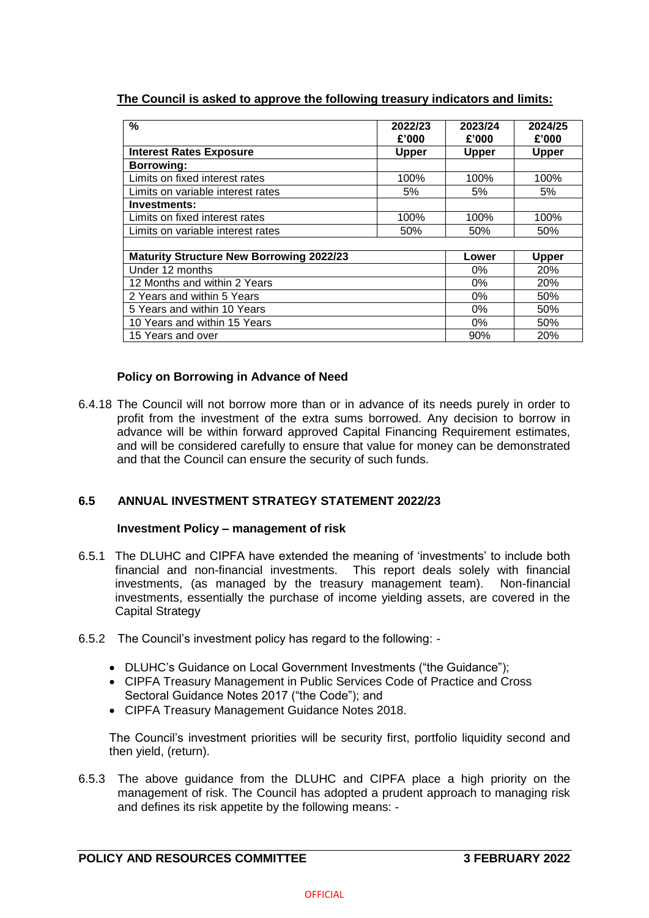**The Council is asked to approve the following treasury indicators and limits:**

| % | 2022/23 £'000 | 2023/24 £'000 | 2024/25 £'000 |
|---|---|---|---|
| **Interest Rates Exposure** | **Upper** | **Upper** | **Upper** |
| **Borrowing:** | | | |
| Limits on fixed interest rates | 100% | 100% | 100% |
| Limits on variable interest rates | 5% | 5% | 5% |
| **Investments:** | | | |
| Limits on fixed interest rates | 100% | 100% | 100% |
| Limits on variable interest rates | 50% | 50% | 50% |

| **Maturity Structure New Borrowing 2022/23** | **Lower** | **Upper** |
|---|---|---|
| Under 12 months | 0% | 20% |
| 12 Months and within 2 Years | 0% | 20% |
| 2 Years and within 5 Years | 0% | 50% |
| 5 Years and within 10 Years | 0% | 50% |
| 10 Years and within 15 Years | 0% | 50% |
| 15 Years and over | 90% | 20% |

**Policy on Borrowing in Advance of Need**

6.4.18 The Council will not borrow more than or in advance of its needs purely in order to profit from the investment of the extra sums borrowed. Any decision to borrow in advance will be within forward approved Capital Financing Requirement estimates, and will be considered carefully to ensure that value for money can be demonstrated and that the Council can ensure the security of such funds.

## 6.5 ANNUAL INVESTMENT STRATEGY STATEMENT 2022/23

**Investment Policy – management of risk**

6.5.1 The DLUHC and CIPFA have extended the meaning of 'investments' to include both financial and non-financial investments. This report deals solely with financial investments, (as managed by the treasury management team). Non-financial investments, essentially the purchase of income yielding assets, are covered in the Capital Strategy

6.5.2 The Council's investment policy has regard to the following: -

- DLUHC's Guidance on Local Government Investments ("the Guidance");
- CIPFA Treasury Management in Public Services Code of Practice and Cross Sectoral Guidance Notes 2017 ("the Code"); and
- CIPFA Treasury Management Guidance Notes 2018.

The Council's investment priorities will be security first, portfolio liquidity second and then yield, (return).

6.5.3 The above guidance from the DLUHC and CIPFA place a high priority on the management of risk. The Council has adopted a prudent approach to managing risk and defines its risk appetite by the following means: -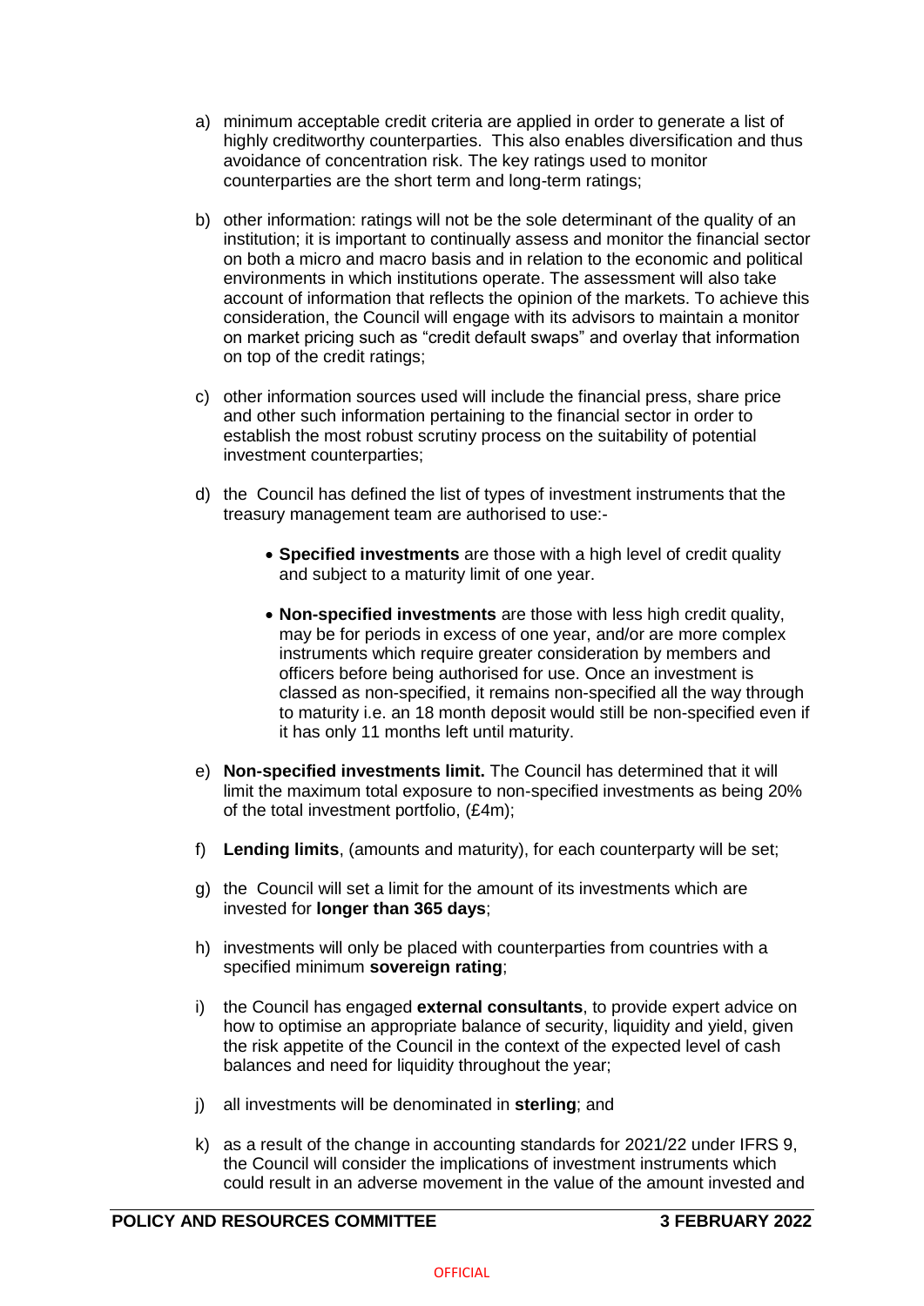a) minimum acceptable credit criteria are applied in order to generate a list of highly creditworthy counterparties. This also enables diversification and thus avoidance of concentration risk. The key ratings used to monitor counterparties are the short term and long-term ratings;

b) other information: ratings will not be the sole determinant of the quality of an institution; it is important to continually assess and monitor the financial sector on both a micro and macro basis and in relation to the economic and political environments in which institutions operate. The assessment will also take account of information that reflects the opinion of the markets. To achieve this consideration, the Council will engage with its advisors to maintain a monitor on market pricing such as "credit default swaps" and overlay that information on top of the credit ratings;

c) other information sources used will include the financial press, share price and other such information pertaining to the financial sector in order to establish the most robust scrutiny process on the suitability of potential investment counterparties;

d) the Council has defined the list of types of investment instruments that the treasury management team are authorised to use:-

    - **Specified investments** are those with a high level of credit quality and subject to a maturity limit of one year.

    - **Non-specified investments** are those with less high credit quality, may be for periods in excess of one year, and/or are more complex instruments which require greater consideration by members and officers before being authorised for use. Once an investment is classed as non-specified, it remains non-specified all the way through to maturity i.e. an 18 month deposit would still be non-specified even if it has only 11 months left until maturity.

e) **Non-specified investments limit.** The Council has determined that it will limit the maximum total exposure to non-specified investments as being 20% of the total investment portfolio, (£4m);

f) **Lending limits**, (amounts and maturity), for each counterparty will be set;

g) the Council will set a limit for the amount of its investments which are invested for **longer than 365 days**;

h) investments will only be placed with counterparties from countries with a specified minimum **sovereign rating**;

i) the Council has engaged **external consultants**, to provide expert advice on how to optimise an appropriate balance of security, liquidity and yield, given the risk appetite of the Council in the context of the expected level of cash balances and need for liquidity throughout the year;

j) all investments will be denominated in **sterling**; and

k) as a result of the change in accounting standards for 2021/22 under IFRS 9, the Council will consider the implications of investment instruments which could result in an adverse movement in the value of the amount invested and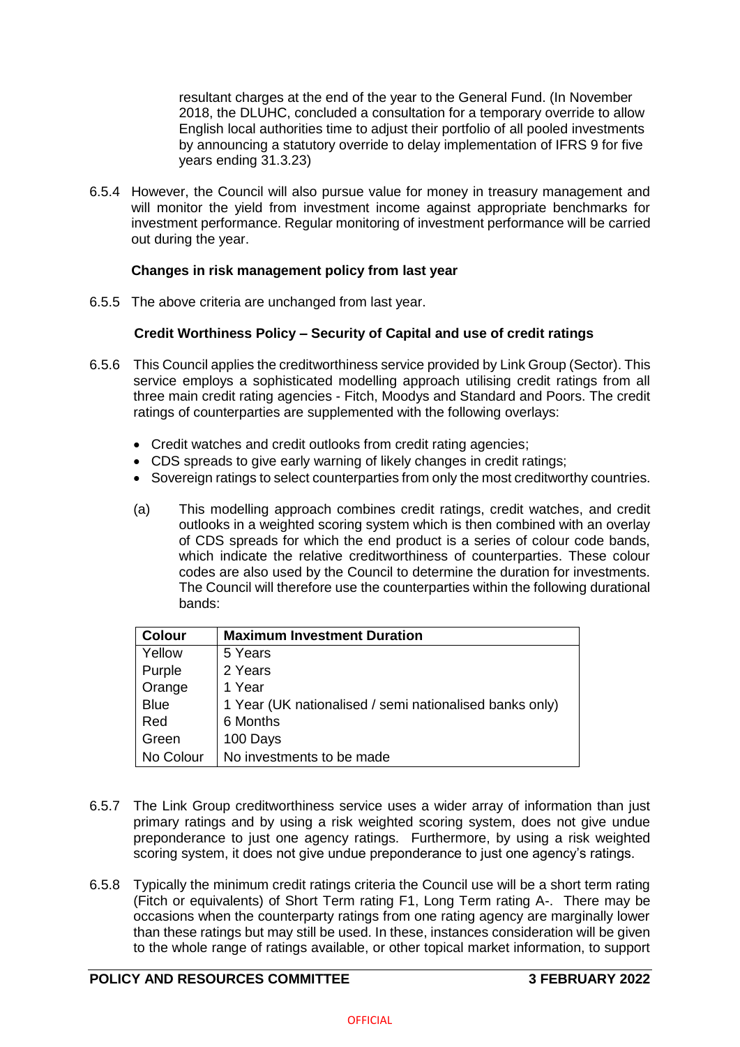resultant charges at the end of the year to the General Fund. (In November 2018, the DLUHC, concluded a consultation for a temporary override to allow English local authorities time to adjust their portfolio of all pooled investments by announcing a statutory override to delay implementation of IFRS 9 for five years ending 31.3.23)

6.5.4 However, the Council will also pursue value for money in treasury management and will monitor the yield from investment income against appropriate benchmarks for investment performance. Regular monitoring of investment performance will be carried out during the year.

**Changes in risk management policy from last year**

6.5.5 The above criteria are unchanged from last year.

**Credit Worthiness Policy – Security of Capital and use of credit ratings**

6.5.6 This Council applies the creditworthiness service provided by Link Group (Sector). This service employs a sophisticated modelling approach utilising credit ratings from all three main credit rating agencies - Fitch, Moodys and Standard and Poors. The credit ratings of counterparties are supplemented with the following overlays:

- Credit watches and credit outlooks from credit rating agencies;
- CDS spreads to give early warning of likely changes in credit ratings;
- Sovereign ratings to select counterparties from only the most creditworthy countries.

(a) This modelling approach combines credit ratings, credit watches, and credit outlooks in a weighted scoring system which is then combined with an overlay of CDS spreads for which the end product is a series of colour code bands, which indicate the relative creditworthiness of counterparties. These colour codes are also used by the Council to determine the duration for investments. The Council will therefore use the counterparties within the following durational bands:

| Colour | Maximum Investment Duration |
|---|---|
| Yellow | 5 Years |
| Purple | 2 Years |
| Orange | 1 Year |
| Blue | 1 Year (UK nationalised / semi nationalised banks only) |
| Red | 6 Months |
| Green | 100 Days |
| No Colour | No investments to be made |

6.5.7 The Link Group creditworthiness service uses a wider array of information than just primary ratings and by using a risk weighted scoring system, does not give undue preponderance to just one agency ratings. Furthermore, by using a risk weighted scoring system, it does not give undue preponderance to just one agency's ratings.

6.5.8 Typically the minimum credit ratings criteria the Council use will be a short term rating (Fitch or equivalents) of Short Term rating F1, Long Term rating A-. There may be occasions when the counterparty ratings from one rating agency are marginally lower than these ratings but may still be used. In these, instances consideration will be given to the whole range of ratings available, or other topical market information, to support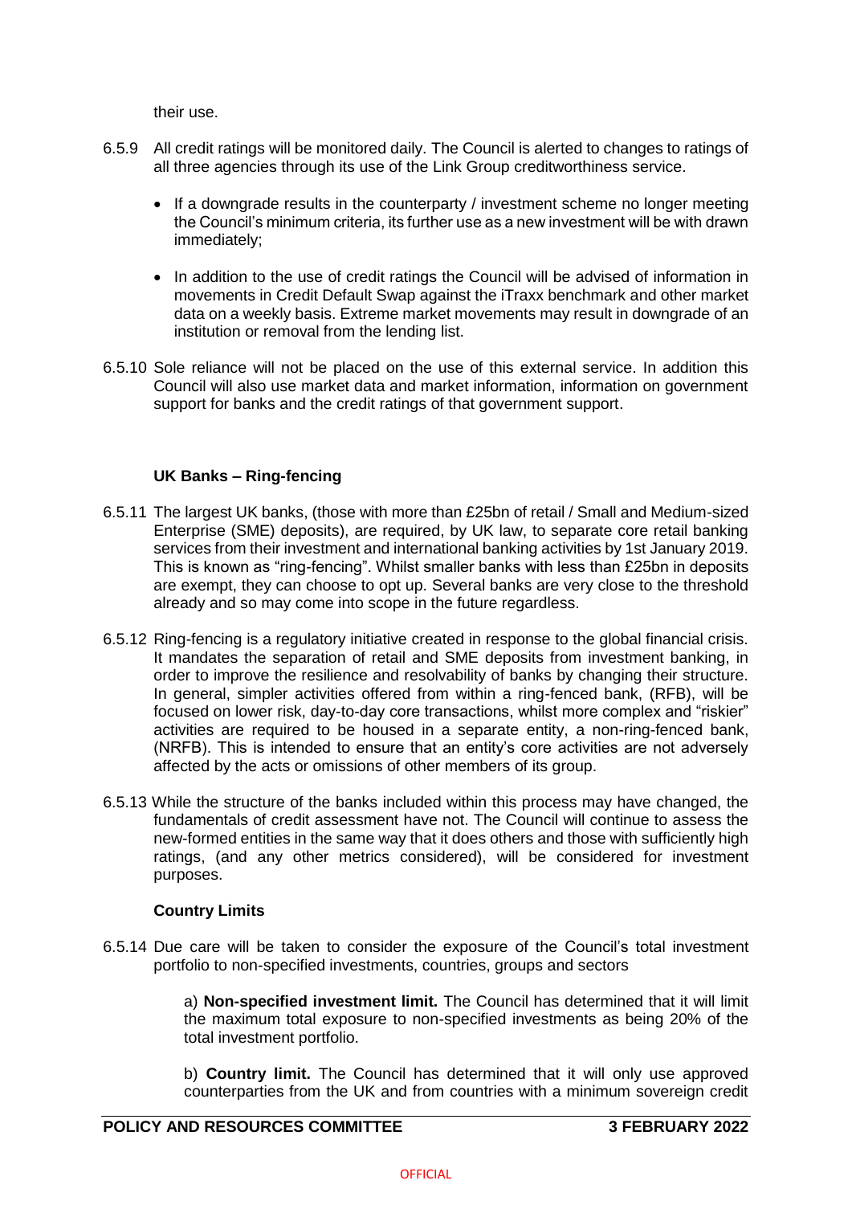their use.

6.5.9 All credit ratings will be monitored daily. The Council is alerted to changes to ratings of all three agencies through its use of the Link Group creditworthiness service.

- If a downgrade results in the counterparty / investment scheme no longer meeting the Council's minimum criteria, its further use as a new investment will be with drawn immediately;
- In addition to the use of credit ratings the Council will be advised of information in movements in Credit Default Swap against the iTraxx benchmark and other market data on a weekly basis. Extreme market movements may result in downgrade of an institution or removal from the lending list.

6.5.10 Sole reliance will not be placed on the use of this external service. In addition this Council will also use market data and market information, information on government support for banks and the credit ratings of that government support.

**UK Banks – Ring-fencing**

6.5.11 The largest UK banks, (those with more than £25bn of retail / Small and Medium-sized Enterprise (SME) deposits), are required, by UK law, to separate core retail banking services from their investment and international banking activities by 1st January 2019. This is known as "ring-fencing". Whilst smaller banks with less than £25bn in deposits are exempt, they can choose to opt up. Several banks are very close to the threshold already and so may come into scope in the future regardless.

6.5.12 Ring-fencing is a regulatory initiative created in response to the global financial crisis. It mandates the separation of retail and SME deposits from investment banking, in order to improve the resilience and resolvability of banks by changing their structure. In general, simpler activities offered from within a ring-fenced bank, (RFB), will be focused on lower risk, day-to-day core transactions, whilst more complex and "riskier" activities are required to be housed in a separate entity, a non-ring-fenced bank, (NRFB). This is intended to ensure that an entity's core activities are not adversely affected by the acts or omissions of other members of its group.

6.5.13 While the structure of the banks included within this process may have changed, the fundamentals of credit assessment have not. The Council will continue to assess the new-formed entities in the same way that it does others and those with sufficiently high ratings, (and any other metrics considered), will be considered for investment purposes.

**Country Limits**

6.5.14 Due care will be taken to consider the exposure of the Council's total investment portfolio to non-specified investments, countries, groups and sectors

a) **Non-specified investment limit.** The Council has determined that it will limit the maximum total exposure to non-specified investments as being 20% of the total investment portfolio.

b) **Country limit.** The Council has determined that it will only use approved counterparties from the UK and from countries with a minimum sovereign credit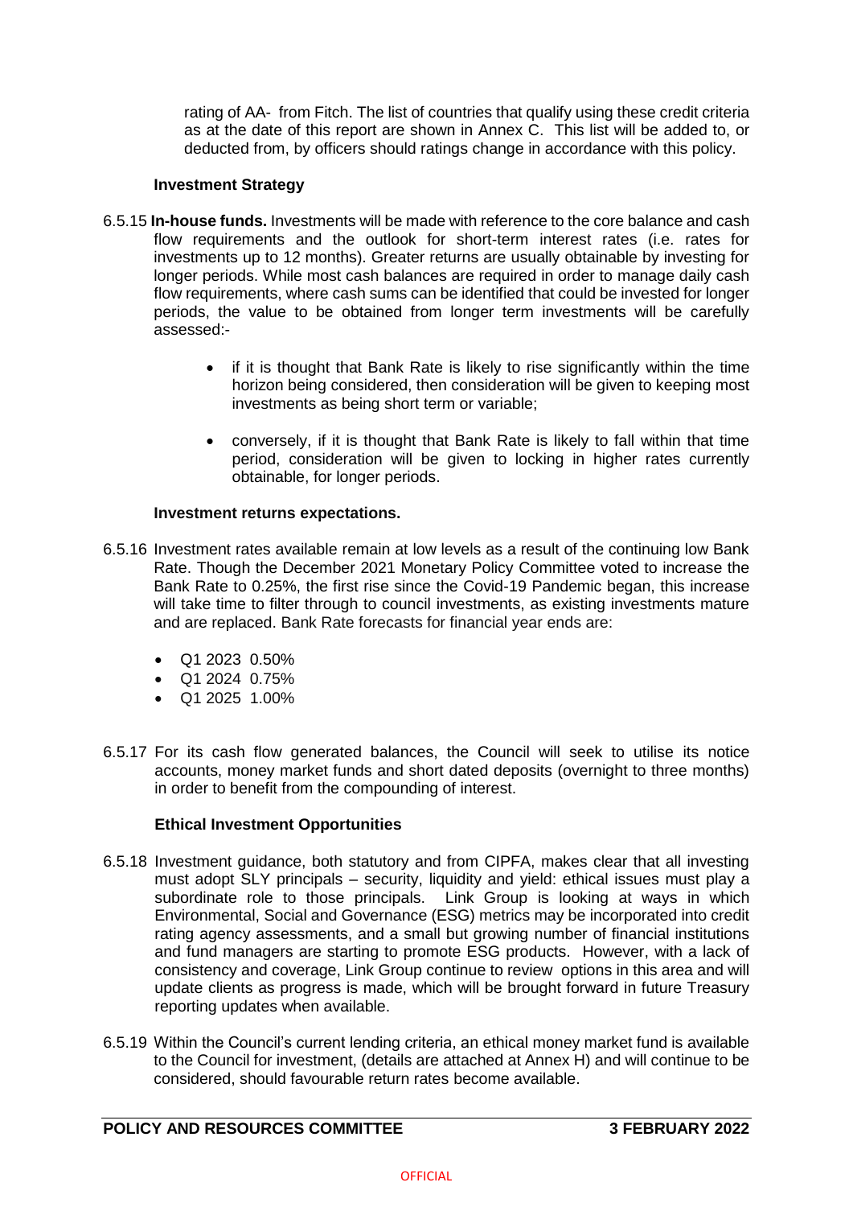rating of AA- from Fitch. The list of countries that qualify using these credit criteria as at the date of this report are shown in Annex C. This list will be added to, or deducted from, by officers should ratings change in accordance with this policy.

**Investment Strategy**

6.5.15 **In-house funds.** Investments will be made with reference to the core balance and cash flow requirements and the outlook for short-term interest rates (i.e. rates for investments up to 12 months). Greater returns are usually obtainable by investing for longer periods. While most cash balances are required in order to manage daily cash flow requirements, where cash sums can be identified that could be invested for longer periods, the value to be obtained from longer term investments will be carefully assessed:-

- if it is thought that Bank Rate is likely to rise significantly within the time horizon being considered, then consideration will be given to keeping most investments as being short term or variable;
- conversely, if it is thought that Bank Rate is likely to fall within that time period, consideration will be given to locking in higher rates currently obtainable, for longer periods.

**Investment returns expectations.**

6.5.16 Investment rates available remain at low levels as a result of the continuing low Bank Rate. Though the December 2021 Monetary Policy Committee voted to increase the Bank Rate to 0.25%, the first rise since the Covid-19 Pandemic began, this increase will take time to filter through to council investments, as existing investments mature and are replaced. Bank Rate forecasts for financial year ends are:

- Q1 2023 0.50%
- Q1 2024 0.75%
- Q1 2025 1.00%

6.5.17 For its cash flow generated balances, the Council will seek to utilise its notice accounts, money market funds and short dated deposits (overnight to three months) in order to benefit from the compounding of interest.

**Ethical Investment Opportunities**

6.5.18 Investment guidance, both statutory and from CIPFA, makes clear that all investing must adopt SLY principals – security, liquidity and yield: ethical issues must play a subordinate role to those principals. Link Group is looking at ways in which Environmental, Social and Governance (ESG) metrics may be incorporated into credit rating agency assessments, and a small but growing number of financial institutions and fund managers are starting to promote ESG products. However, with a lack of consistency and coverage, Link Group continue to review options in this area and will update clients as progress is made, which will be brought forward in future Treasury reporting updates when available.

6.5.19 Within the Council's current lending criteria, an ethical money market fund is available to the Council for investment, (details are attached at Annex H) and will continue to be considered, should favourable return rates become available.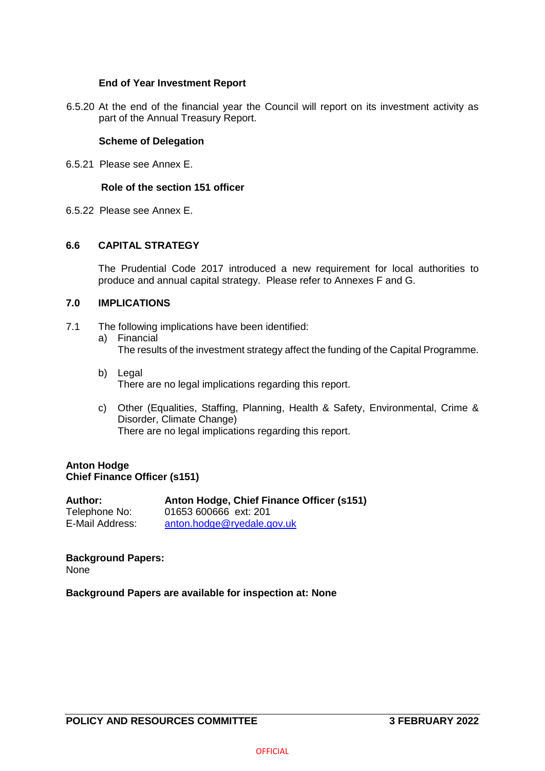**End of Year Investment Report**

6.5.20 At the end of the financial year the Council will report on its investment activity as part of the Annual Treasury Report.

**Scheme of Delegation**

6.5.21 Please see Annex E.

**Role of the section 151 officer**

6.5.22 Please see Annex E.

## 6.6 CAPITAL STRATEGY

The Prudential Code 2017 introduced a new requirement for local authorities to produce and annual capital strategy. Please refer to Annexes F and G.

## 7.0 IMPLICATIONS

7.1 The following implications have been identified:

a) Financial
The results of the investment strategy affect the funding of the Capital Programme.

b) Legal
There are no legal implications regarding this report.

c) Other (Equalities, Staffing, Planning, Health & Safety, Environmental, Crime & Disorder, Climate Change)
There are no legal implications regarding this report.

**Anton Hodge**
**Chief Finance Officer (s151)**

**Author:** **Anton Hodge, Chief Finance Officer (s151)**
Telephone No: 01653 600666 ext: 201
E-Mail Address: anton.hodge@ryedale.gov.uk

**Background Papers:**
None

**Background Papers are available for inspection at: None**